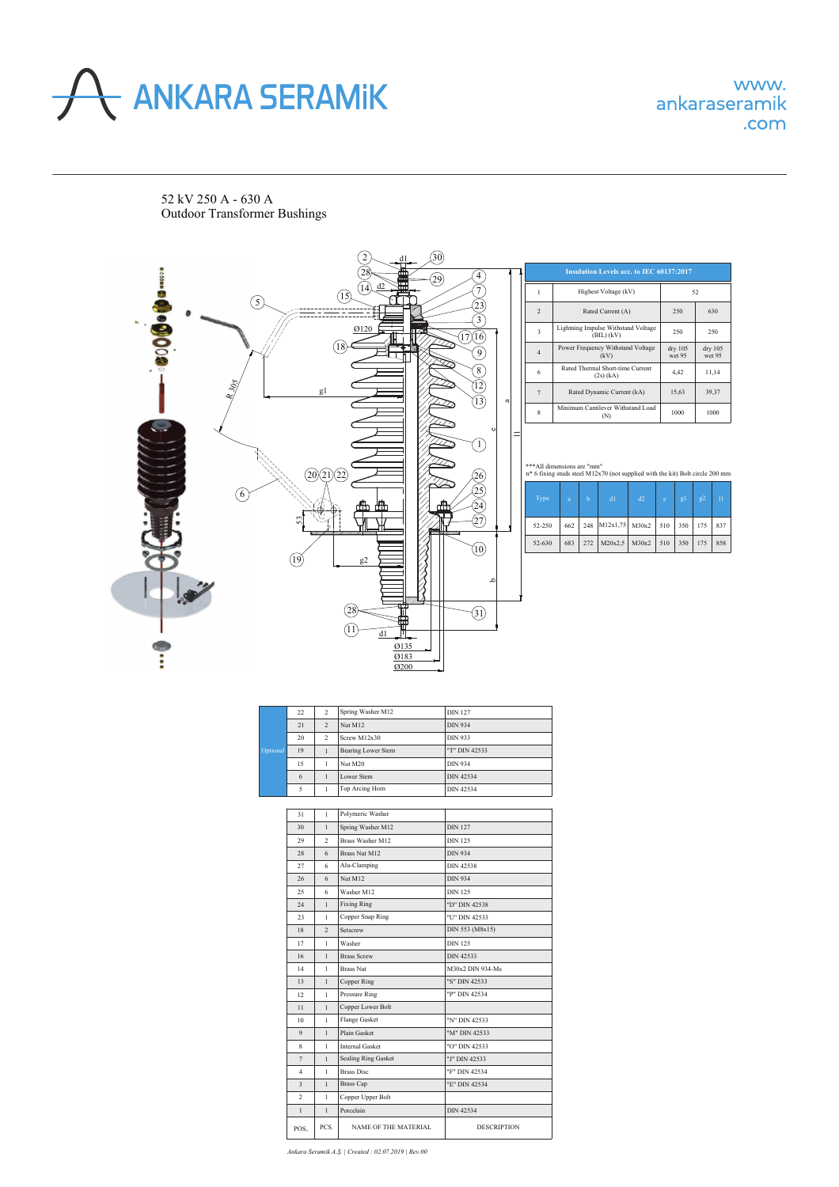# ANKARA SERAMiK

www.ankaraseramik.com

## 52 kV 250 A - 630 A
## Outdoor Transformer Bushings

| Insulation Levels acc. to IEC 60137:2017 | | | |
|---|---|---|---|
| 1 | Highest Voltage (kV) | 52 | |
| 2 | Rated Current (A) | 250 | 630 |
| 3 | Lightning Impulse Withstand Voltage (BIL) (kV) | 250 | 250 |
| 4 | Power Frequency Withstand Voltage (kV) | dry 105 wet 95 | dry 105 wet 95 |
| 6 | Rated Thermal Short-time Current (2s) (kA) | 4,42 | 11,14 |
| 7 | Rated Dynamic Current (kA) | 15,63 | 39,37 |
| 8 | Minimum Cantilever Withstand Load (N) | 1000 | 1000 |

***All dimensions are "mm"
n* 6 fixing studs steel M12x70 (not supplied with the kit) Bolt circle 200 mm

| Type | a | b | d1 | d2 | e | g1 | g2 | l1 |
|---|---|---|---|---|---|---|---|---|
| 52-250 | 662 | 248 | M12x1,75 | M30x2 | 510 | 350 | 175 | 837 |
| 52-630 | 683 | 272 | M20x2,5 | M30x2 | 510 | 350 | 175 | 858 |

| | | | | |
|---|---|---|---|---|
| Optional | 22 | 2 | Spring Washer M12 | DIN 127 |
| | 21 | 2 | Nut M12 | DIN 934 |
| | 20 | 2 | Screw M12x30 | DIN 933 |
| | 19 | 1 | Bearing Lower Stem | "T" DIN 42533 |
| | 15 | 1 | Nut M20 | DIN 934 |
| | 6 | 1 | Lower Stem | DIN 42534 |
| | 5 | 1 | Top Arcing Horn | DIN 42534 |

| POS. | PCS. | NAME OF THE MATERIAL | DESCRIPTION |
|---|---|---|---|
| 31 | 1 | Polymeric Washer | |
| 30 | 1 | Spring Washer M12 | DIN 127 |
| 29 | 2 | Brass Washer M12 | DIN 125 |
| 28 | 6 | Brass Nut M12 | DIN 934 |
| 27 | 6 | Alu-Clamping | DIN 42538 |
| 26 | 6 | Nut M12 | DIN 934 |
| 25 | 6 | Washer M12 | DIN 125 |
| 24 | 1 | Fixing Ring | "D" DIN 42538 |
| 23 | 1 | Copper Snap Ring | "U" DIN 42533 |
| 18 | 2 | Setscrew | DIN 553 (M8x15) |
| 17 | 1 | Washer | DIN 125 |
| 16 | 1 | Brass Screw | DIN 42533 |
| 14 | 1 | Brass Nut | M30x2 DIN 934-Ms |
| 13 | 1 | Copper Ring | "S" DIN 42533 |
| 12 | 1 | Pressure Ring | "P" DIN 42534 |
| 11 | 1 | Copper Lower Bolt | |
| 10 | 1 | Flange Gasket | "N" DIN 42533 |
| 9 | 1 | Plain Gasket | "M" DIN 42533 |
| 8 | 1 | Internal Gasket | "O" DIN 42533 |
| 7 | 1 | Sealing Ring Gasket | "J" DIN 42533 |
| 4 | 1 | Brass Disc | "F" DIN 42534 |
| 3 | 1 | Brass Cap | "E" DIN 42534 |
| 2 | 1 | Copper Upper Bolt | |
| 1 | 1 | Porcelain | DIN 42534 |

*Ankara Seramik A.Ş. | Created : 02.07.2019 | Rev.00*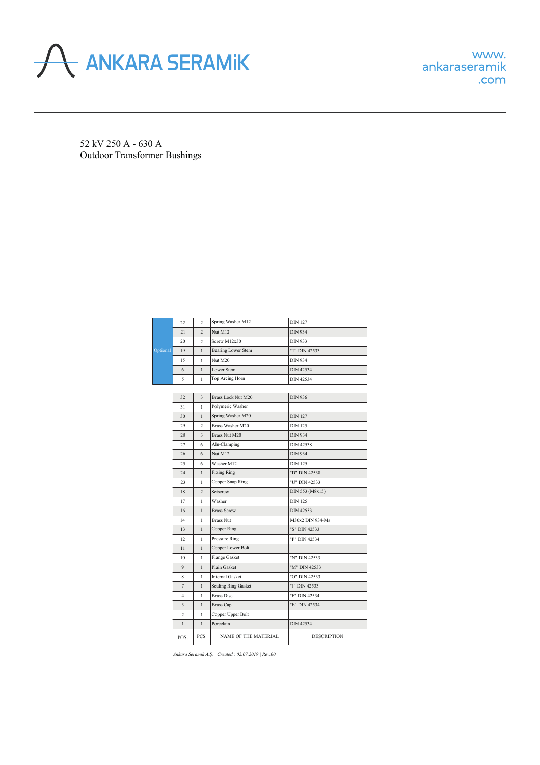ANKARA SERAMiK

www.ankaraseramik.com

52 kV 250 A - 630 A
Outdoor Transformer Bushings

| | POS. | PCS. | NAME OF THE MATERIAL | DESCRIPTION |
|---|---|---|---|---|
| Optional | 22 | 2 | Spring Washer M12 | DIN 127 |
| Optional | 21 | 2 | Nut M12 | DIN 934 |
| Optional | 20 | 2 | Screw M12x30 | DIN 933 |
| Optional | 19 | 1 | Bearing Lower Stem | "T" DIN 42533 |
| Optional | 15 | 1 | Nut M20 | DIN 934 |
| Optional | 6 | 1 | Lower Stem | DIN 42534 |
| Optional | 5 | 1 | Top Arcing Horn | DIN 42534 |

| POS. | PCS. | NAME OF THE MATERIAL | DESCRIPTION |
|---|---|---|---|
| 32 | 3 | Brass Lock Nut M20 | DIN 936 |
| 31 | 1 | Polymeric Washer | |
| 30 | 1 | Spring Washer M20 | DIN 127 |
| 29 | 2 | Brass Washer M20 | DIN 125 |
| 28 | 3 | Brass Nut M20 | DIN 934 |
| 27 | 6 | Alu-Clamping | DIN 42538 |
| 26 | 6 | Nut M12 | DIN 934 |
| 25 | 6 | Washer M12 | DIN 125 |
| 24 | 1 | Fixing Ring | "D" DIN 42538 |
| 23 | 1 | Copper Snap Ring | "U" DIN 42533 |
| 18 | 2 | Setscrew | DIN 553 (M8x15) |
| 17 | 1 | Washer | DIN 125 |
| 16 | 1 | Brass Screw | DIN 42533 |
| 14 | 1 | Brass Nut | M30x2 DIN 934-Ms |
| 13 | 1 | Copper Ring | "S" DIN 42533 |
| 12 | 1 | Pressure Ring | "P" DIN 42534 |
| 11 | 1 | Copper Lower Bolt | |
| 10 | 1 | Flange Gasket | "N" DIN 42533 |
| 9 | 1 | Plain Gasket | "M" DIN 42533 |
| 8 | 1 | Internal Gasket | "O" DIN 42533 |
| 7 | 1 | Sealing Ring Gasket | "J" DIN 42533 |
| 4 | 1 | Brass Disc | "F" DIN 42534 |
| 3 | 1 | Brass Cap | "E" DIN 42534 |
| 2 | 1 | Copper Upper Bolt | |
| 1 | 1 | Porcelain | DIN 42534 |

*Ankara Seramik A.Ş. | Created : 02.07.2019 | Rev.00*